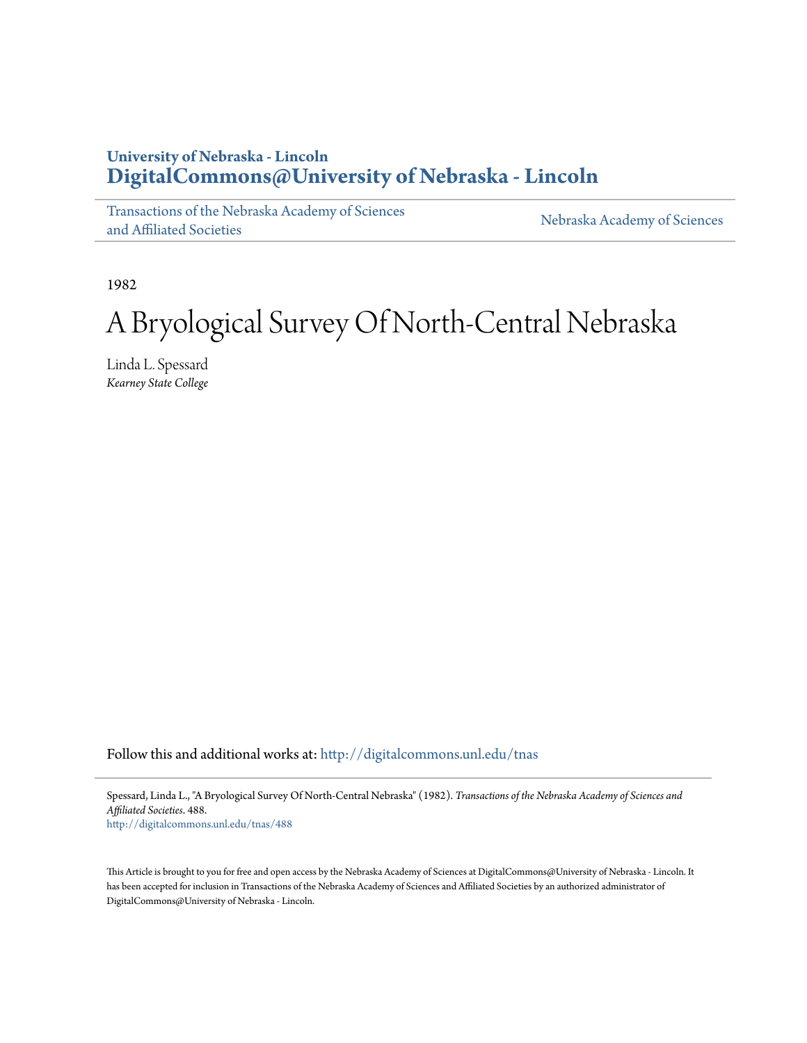**University of Nebraska - Lincoln**
**DigitalCommons@University of Nebraska - Lincoln**

Transactions of the Nebraska Academy of Sciences and Affiliated Societies

Nebraska Academy of Sciences

1982

# A Bryological Survey Of North-Central Nebraska

Linda L. Spessard
*Kearney State College*

Follow this and additional works at: http://digitalcommons.unl.edu/tnas

Spessard, Linda L., "A Bryological Survey Of North-Central Nebraska" (1982). *Transactions of the Nebraska Academy of Sciences and Affiliated Societies*. 488.
http://digitalcommons.unl.edu/tnas/488

This Article is brought to you for free and open access by the Nebraska Academy of Sciences at DigitalCommons@University of Nebraska - Lincoln. It has been accepted for inclusion in Transactions of the Nebraska Academy of Sciences and Affiliated Societies by an authorized administrator of DigitalCommons@University of Nebraska - Lincoln.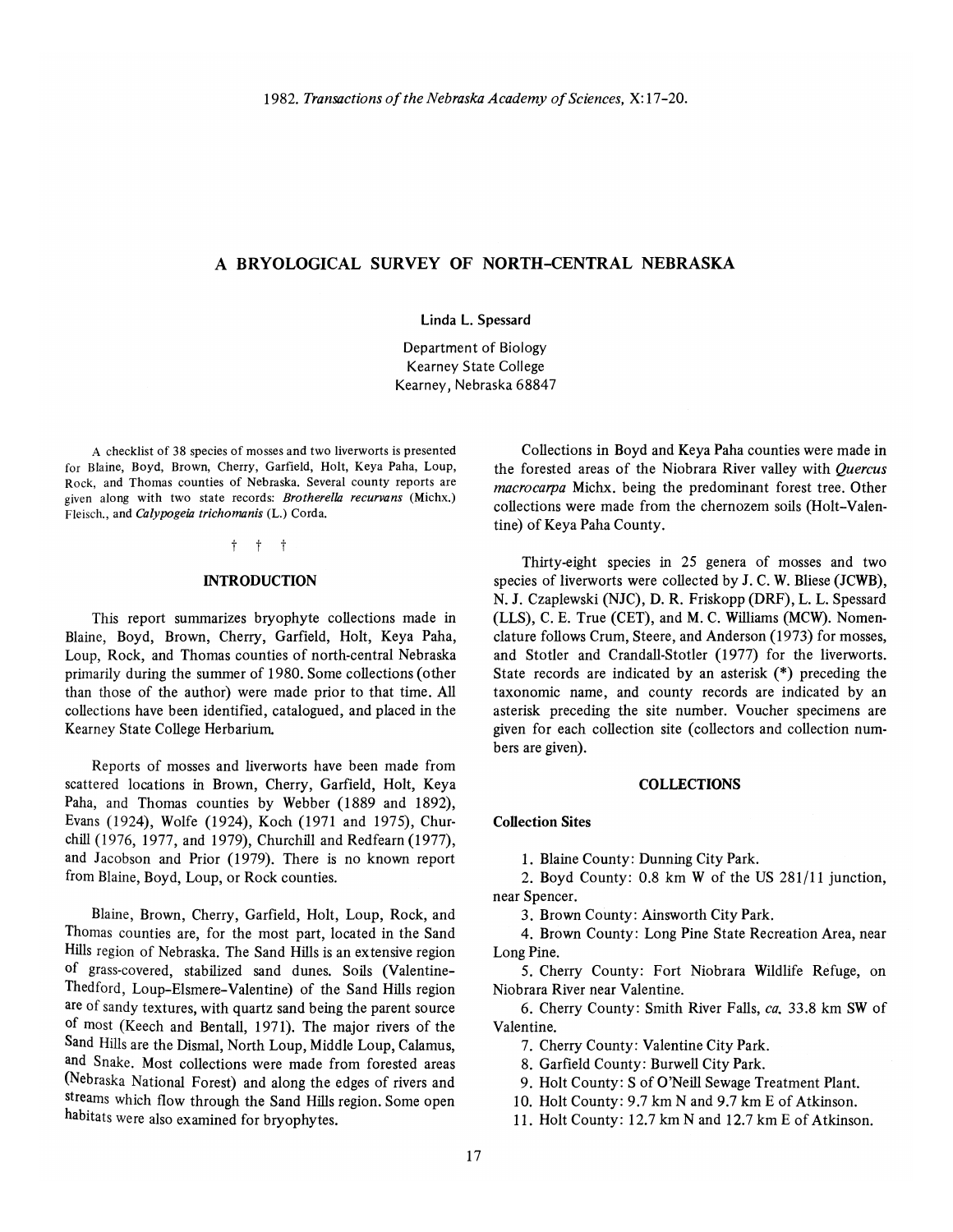# A BRYOLOGICAL SURVEY OF NORTH-CENTRAL NEBRASKA

Linda L. Spessard

Department of Biology
Kearney State College
Kearney, Nebraska 68847

A checklist of 38 species of mosses and two liverworts is presented for Blaine, Boyd, Brown, Cherry, Garfield, Holt, Keya Paha, Loup, Rock, and Thomas counties of Nebraska. Several county reports are given along with two state records: *Brotherella recurvans* (Michx.) Fleisch., and *Calypogeia trichomanis* (L.) Corda.

† † †

## INTRODUCTION

This report summarizes bryophyte collections made in Blaine, Boyd, Brown, Cherry, Garfield, Holt, Keya Paha, Loup, Rock, and Thomas counties of north-central Nebraska primarily during the summer of 1980. Some collections (other than those of the author) were made prior to that time. All collections have been identified, catalogued, and placed in the Kearney State College Herbarium.

Reports of mosses and liverworts have been made from scattered locations in Brown, Cherry, Garfield, Holt, Keya Paha, and Thomas counties by Webber (1889 and 1892), Evans (1924), Wolfe (1924), Koch (1971 and 1975), Churchill (1976, 1977, and 1979), Churchill and Redfearn (1977), and Jacobson and Prior (1979). There is no known report from Blaine, Boyd, Loup, or Rock counties.

Blaine, Brown, Cherry, Garfield, Holt, Loup, Rock, and Thomas counties are, for the most part, located in the Sand Hills region of Nebraska. The Sand Hills is an extensive region of grass-covered, stabilized sand dunes. Soils (Valentine-Thedford, Loup-Elsmere-Valentine) of the Sand Hills region are of sandy textures, with quartz sand being the parent source of most (Keech and Bentall, 1971). The major rivers of the Sand Hills are the Dismal, North Loup, Middle Loup, Calamus, and Snake. Most collections were made from forested areas (Nebraska National Forest) and along the edges of rivers and streams which flow through the Sand Hills region. Some open habitats were also examined for bryophytes.

Collections in Boyd and Keya Paha counties were made in the forested areas of the Niobrara River valley with *Quercus macrocarpa* Michx. being the predominant forest tree. Other collections were made from the chernozem soils (Holt-Valentine) of Keya Paha County.

Thirty-eight species in 25 genera of mosses and two species of liverworts were collected by J. C. W. Bliese (JCWB), N. J. Czaplewski (NJC), D. R. Friskopp (DRF), L. L. Spessard (LLS), C. E. True (CET), and M. C. Williams (MCW). Nomenclature follows Crum, Steere, and Anderson (1973) for mosses, and Stotler and Crandall-Stotler (1977) for the liverworts. State records are indicated by an asterisk (*) preceding the taxonomic name, and county records are indicated by an asterisk preceding the site number. Voucher specimens are given for each collection site (collectors and collection numbers are given).

## COLLECTIONS

### Collection Sites

1. Blaine County: Dunning City Park.
2. Boyd County: 0.8 km W of the US 281/11 junction, near Spencer.
3. Brown County: Ainsworth City Park.
4. Brown County: Long Pine State Recreation Area, near Long Pine.
5. Cherry County: Fort Niobrara Wildlife Refuge, on Niobrara River near Valentine.
6. Cherry County: Smith River Falls, *ca.* 33.8 km SW of Valentine.
7. Cherry County: Valentine City Park.
8. Garfield County: Burwell City Park.
9. Holt County: S of O'Neill Sewage Treatment Plant.
10. Holt County: 9.7 km N and 9.7 km E of Atkinson.
11. Holt County: 12.7 km N and 12.7 km E of Atkinson.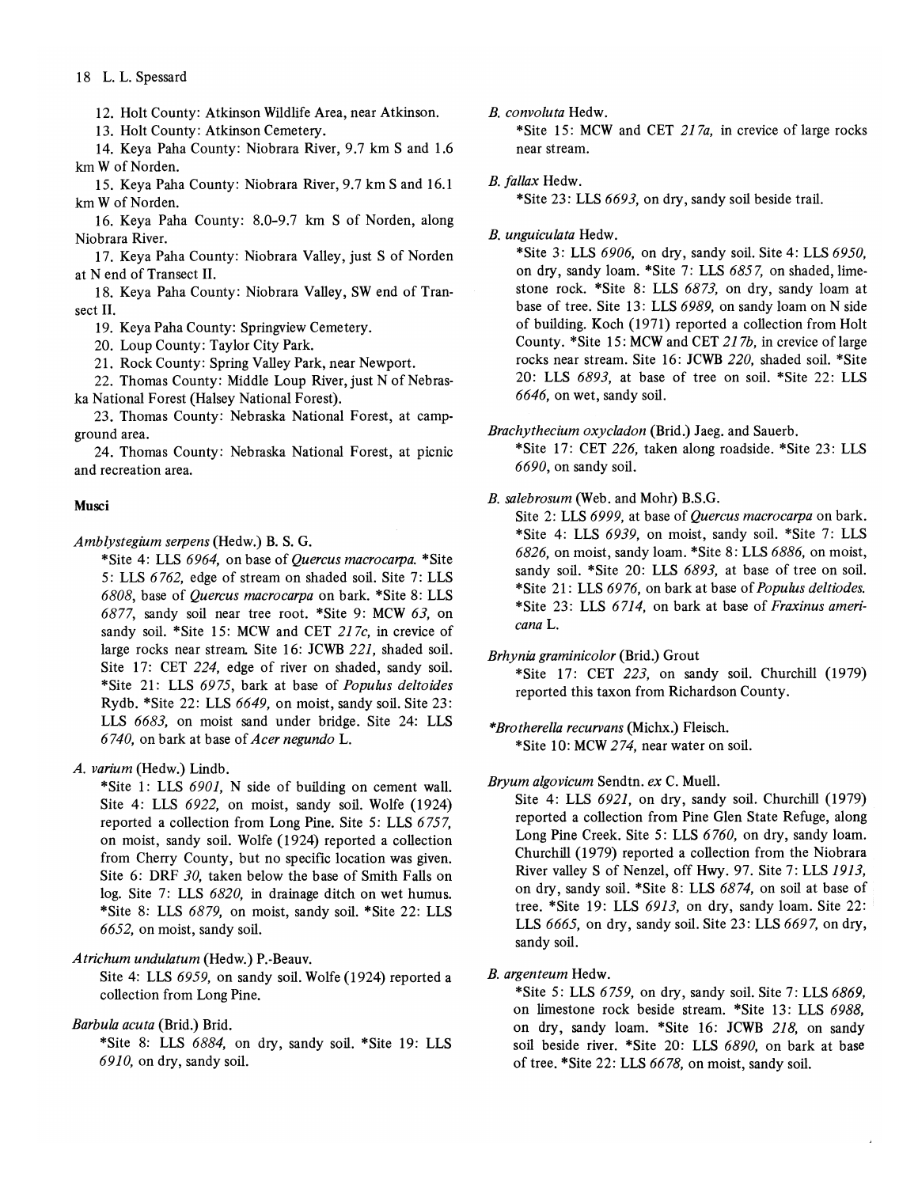12. Holt County: Atkinson Wildlife Area, near Atkinson.

13. Holt County: Atkinson Cemetery.

14. Keya Paha County: Niobrara River, 9.7 km S and 1.6 km W of Norden.

15. Keya Paha County: Niobrara River, 9.7 km S and 16.1 km W of Norden.

16. Keya Paha County: 8.0-9.7 km S of Norden, along Niobrara River.

17. Keya Paha County: Niobrara Valley, just S of Norden at N end of Transect II.

18. Keya Paha County: Niobrara Valley, SW end of Transect II.

19. Keya Paha County: Springview Cemetery.

20. Loup County: Taylor City Park.

21. Rock County: Spring Valley Park, near Newport.

22. Thomas County: Middle Loup River, just N of Nebraska National Forest (Halsey National Forest).

23. Thomas County: Nebraska National Forest, at campground area.

24. Thomas County: Nebraska National Forest, at picnic and recreation area.

**Musci**

*Amblystegium serpens* (Hedw.) B. S. G.

*Site 4: LLS *6964*, on base of *Quercus macrocarpa*. *Site 5: LLS *6762*, edge of stream on shaded soil. Site 7: LLS *6808*, base of *Quercus macrocarpa* on bark. *Site 8: LLS *6877*, sandy soil near tree root. *Site 9: MCW *63*, on sandy soil. *Site 15: MCW and CET *217c*, in crevice of large rocks near stream. Site 16: JCWB *221*, shaded soil. Site 17: CET *224*, edge of river on shaded, sandy soil. *Site 21: LLS *6975*, bark at base of *Populus deltoides* Rydb. *Site 22: LLS *6649*, on moist, sandy soil. Site 23: LLS *6683*, on moist sand under bridge. Site 24: LLS *6740*, on bark at base of *Acer negundo* L.

*A. varium* (Hedw.) Lindb.

*Site 1: LLS *6901*, N side of building on cement wall. Site 4: LLS *6922*, on moist, sandy soil. Wolfe (1924) reported a collection from Long Pine. Site 5: LLS *6757*, on moist, sandy soil. Wolfe (1924) reported a collection from Cherry County, but no specific location was given. Site 6: DRF *30*, taken below the base of Smith Falls on log. Site 7: LLS *6820*, in drainage ditch on wet humus. *Site 8: LLS *6879*, on moist, sandy soil. *Site 22: LLS *6652*, on moist, sandy soil.

*Atrichum undulatum* (Hedw.) P.-Beauv.

Site 4: LLS *6959*, on sandy soil. Wolfe (1924) reported a collection from Long Pine.

*Barbula acuta* (Brid.) Brid.

*Site 8: LLS *6884*, on dry, sandy soil. *Site 19: LLS *6910*, on dry, sandy soil.

*B. convoluta* Hedw.

*Site 15: MCW and CET *217a*, in crevice of large rocks near stream.

*B. fallax* Hedw.

*Site 23: LLS *6693*, on dry, sandy soil beside trail.

*B. unguiculata* Hedw.

*Site 3: LLS *6906*, on dry, sandy soil. Site 4: LLS *6950*, on dry, sandy loam. *Site 7: LLS *6857*, on shaded, limestone rock. *Site 8: LLS *6873*, on dry, sandy loam at base of tree. Site 13: LLS *6989*, on sandy loam on N side of building. Koch (1971) reported a collection from Holt County. *Site 15: MCW and CET *217b*, in crevice of large rocks near stream. Site 16: JCWB *220*, shaded soil. *Site 20: LLS *6893*, at base of tree on soil. *Site 22: LLS *6646*, on wet, sandy soil.

*Brachythecium oxycladon* (Brid.) Jaeg. and Sauerb.

*Site 17: CET *226*, taken along roadside. *Site 23: LLS *6690*, on sandy soil.

*B. salebrosum* (Web. and Mohr) B.S.G.

Site 2: LLS *6999*, at base of *Quercus macrocarpa* on bark. *Site 4: LLS *6939*, on moist, sandy soil. *Site 7: LLS *6826*, on moist, sandy loam. *Site 8: LLS *6886*, on moist, sandy soil. *Site 20: LLS *6893*, at base of tree on soil. *Site 21: LLS *6976*, on bark at base of *Populus deltiodes*. *Site 23: LLS *6714*, on bark at base of *Fraxinus americana* L.

*Brhynia graminicolor* (Brid.) Grout

*Site 17: CET *223*, on sandy soil. Churchill (1979) reported this taxon from Richardson County.

**Brotherella recurvans* (Michx.) Fleisch.

*Site 10: MCW *274*, near water on soil.

*Bryum algovicum* Sendtn. *ex* C. Muell.

Site 4: LLS *6921*, on dry, sandy soil. Churchill (1979) reported a collection from Pine Glen State Refuge, along Long Pine Creek. Site 5: LLS *6760*, on dry, sandy loam. Churchill (1979) reported a collection from the Niobrara River valley S of Nenzel, off Hwy. 97. Site 7: LLS *1913*, on dry, sandy soil. *Site 8: LLS *6874*, on soil at base of tree. *Site 19: LLS *6913*, on dry, sandy loam. Site 22: LLS *6665*, on dry, sandy soil. Site 23: LLS *6697*, on dry, sandy soil.

*B. argenteum* Hedw.

*Site 5: LLS *6759*, on dry, sandy soil. Site 7: LLS *6869*, on limestone rock beside stream. *Site 13: LLS *6988*, on dry, sandy loam. *Site 16: JCWB *218*, on sandy soil beside river. *Site 20: LLS *6890*, on bark at base of tree. *Site 22: LLS *6678*, on moist, sandy soil.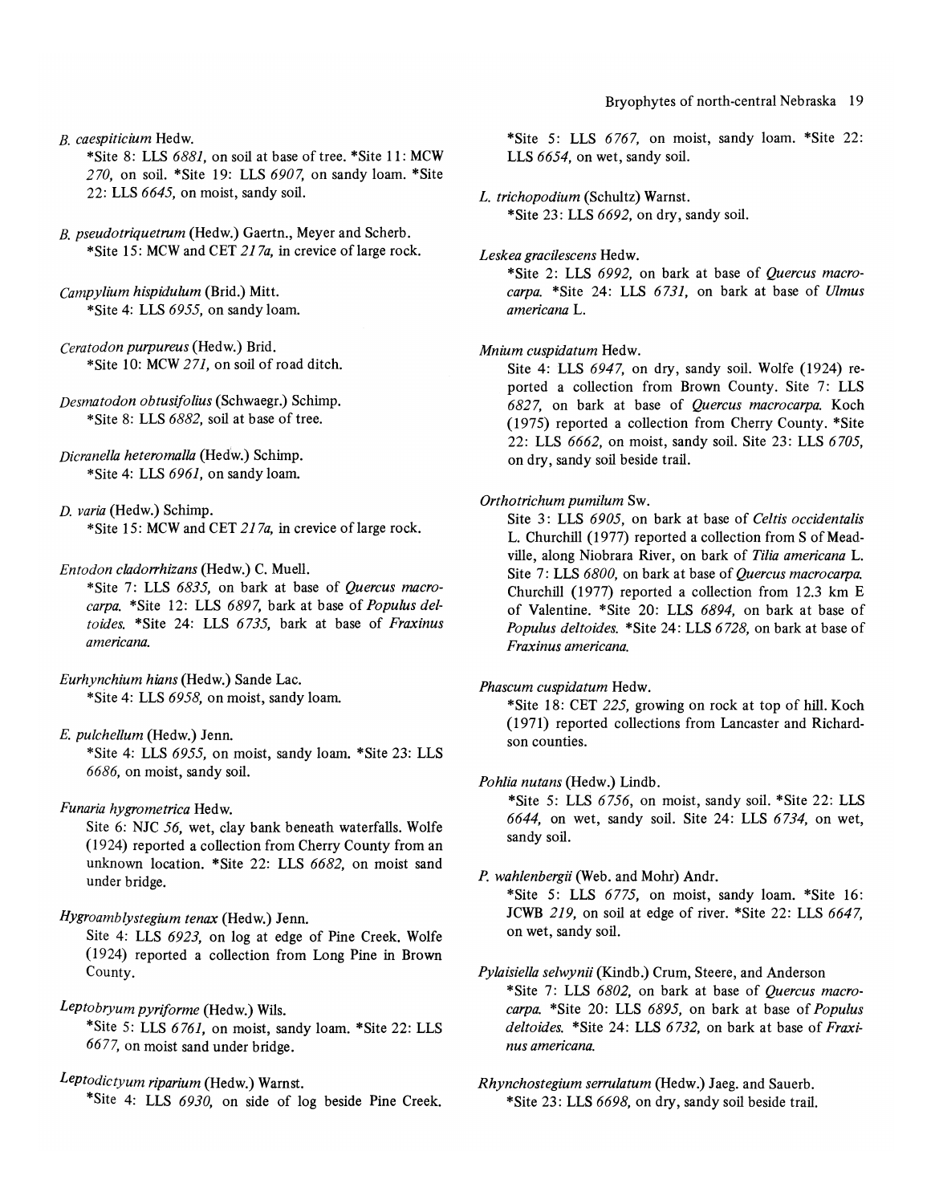*B. caespiticium* Hedw.
*Site 8: LLS *6881,* on soil at base of tree. *Site 11: MCW *270,* on soil. *Site 19: LLS *6907,* on sandy loam. *Site 22: LLS *6645,* on moist, sandy soil.

*B. pseudotriquetrum* (Hedw.) Gaertn., Meyer and Scherb.
*Site 15: MCW and CET *217a,* in crevice of large rock.

*Campylium hispidulum* (Brid.) Mitt.
*Site 4: LLS *6955,* on sandy loam.

*Ceratodon purpureus* (Hedw.) Brid.
*Site 10: MCW *271,* on soil of road ditch.

*Desmatodon obtusifolius* (Schwaegr.) Schimp.
*Site 8: LLS *6882,* soil at base of tree.

*Dicranella heteromalla* (Hedw.) Schimp.
*Site 4: LLS *6961,* on sandy loam.

*D. varia* (Hedw.) Schimp.
*Site 15: MCW and CET *217a,* in crevice of large rock.

*Entodon cladorrhizans* (Hedw.) C. Muell.
*Site 7: LLS *6835,* on bark at base of *Quercus macrocarpa.* *Site 12: LLS *6897,* bark at base of *Populus deltoides.* *Site 24: LLS *6735,* bark at base of *Fraxinus americana.*

*Eurhynchium hians* (Hedw.) Sande Lac.
*Site 4: LLS *6958,* on moist, sandy loam.

*E. pulchellum* (Hedw.) Jenn.
*Site 4: LLS *6955,* on moist, sandy loam. *Site 23: LLS *6686,* on moist, sandy soil.

*Funaria hygrometrica* Hedw.
Site 6: NJC *56,* wet, clay bank beneath waterfalls. Wolfe (1924) reported a collection from Cherry County from an unknown location. *Site 22: LLS *6682,* on moist sand under bridge.

*Hygroamblystegium tenax* (Hedw.) Jenn.
Site 4: LLS *6923,* on log at edge of Pine Creek. Wolfe (1924) reported a collection from Long Pine in Brown County.

*Leptobryum pyriforme* (Hedw.) Wils.
*Site 5: LLS *6761,* on moist, sandy loam. *Site 22: LLS *6677,* on moist sand under bridge.

*Leptodictyum riparium* (Hedw.) Warnst.
*Site 4: LLS *6930,* on side of log beside Pine Creek. *Site 5: LLS *6767,* on moist, sandy loam. *Site 22: LLS *6654,* on wet, sandy soil.

*L. trichopodium* (Schultz) Warnst.
*Site 23: LLS *6692,* on dry, sandy soil.

*Leskea gracilescens* Hedw.
*Site 2: LLS *6992,* on bark at base of *Quercus macrocarpa.* *Site 24: LLS *6731,* on bark at base of *Ulmus americana* L.

*Mnium cuspidatum* Hedw.
Site 4: LLS *6947,* on dry, sandy soil. Wolfe (1924) reported a collection from Brown County. Site 7: LLS *6827,* on bark at base of *Quercus macrocarpa.* Koch (1975) reported a collection from Cherry County. *Site 22: LLS *6662,* on moist, sandy soil. Site 23: LLS *6705,* on dry, sandy soil beside trail.

*Orthotrichum pumilum* Sw.
Site 3: LLS *6905,* on bark at base of *Celtis occidentalis* L. Churchill (1977) reported a collection from S of Meadville, along Niobrara River, on bark of *Tilia americana* L. Site 7: LLS *6800,* on bark at base of *Quercus macrocarpa.* Churchill (1977) reported a collection from 12.3 km E of Valentine. *Site 20: LLS *6894,* on bark at base of *Populus deltoides.* *Site 24: LLS *6728,* on bark at base of *Fraxinus americana.*

*Phascum cuspidatum* Hedw.
*Site 18: CET *225,* growing on rock at top of hill. Koch (1971) reported collections from Lancaster and Richardson counties.

*Pohlia nutans* (Hedw.) Lindb.
*Site 5: LLS *6756,* on moist, sandy soil. *Site 22: LLS *6644,* on wet, sandy soil. Site 24: LLS *6734,* on wet, sandy soil.

*P. wahlenbergii* (Web. and Mohr) Andr.
*Site 5: LLS *6775,* on moist, sandy loam. *Site 16: JCWB *219,* on soil at edge of river. *Site 22: LLS *6647,* on wet, sandy soil.

*Pylaisiella selwynii* (Kindb.) Crum, Steere, and Anderson
*Site 7: LLS *6802,* on bark at base of *Quercus macrocarpa.* *Site 20: LLS *6895,* on bark at base of *Populus deltoides.* *Site 24: LLS *6732,* on bark at base of *Fraxinus americana.*

*Rhynchostegium serrulatum* (Hedw.) Jaeg. and Sauerb.
*Site 23: LLS *6698,* on dry, sandy soil beside trail.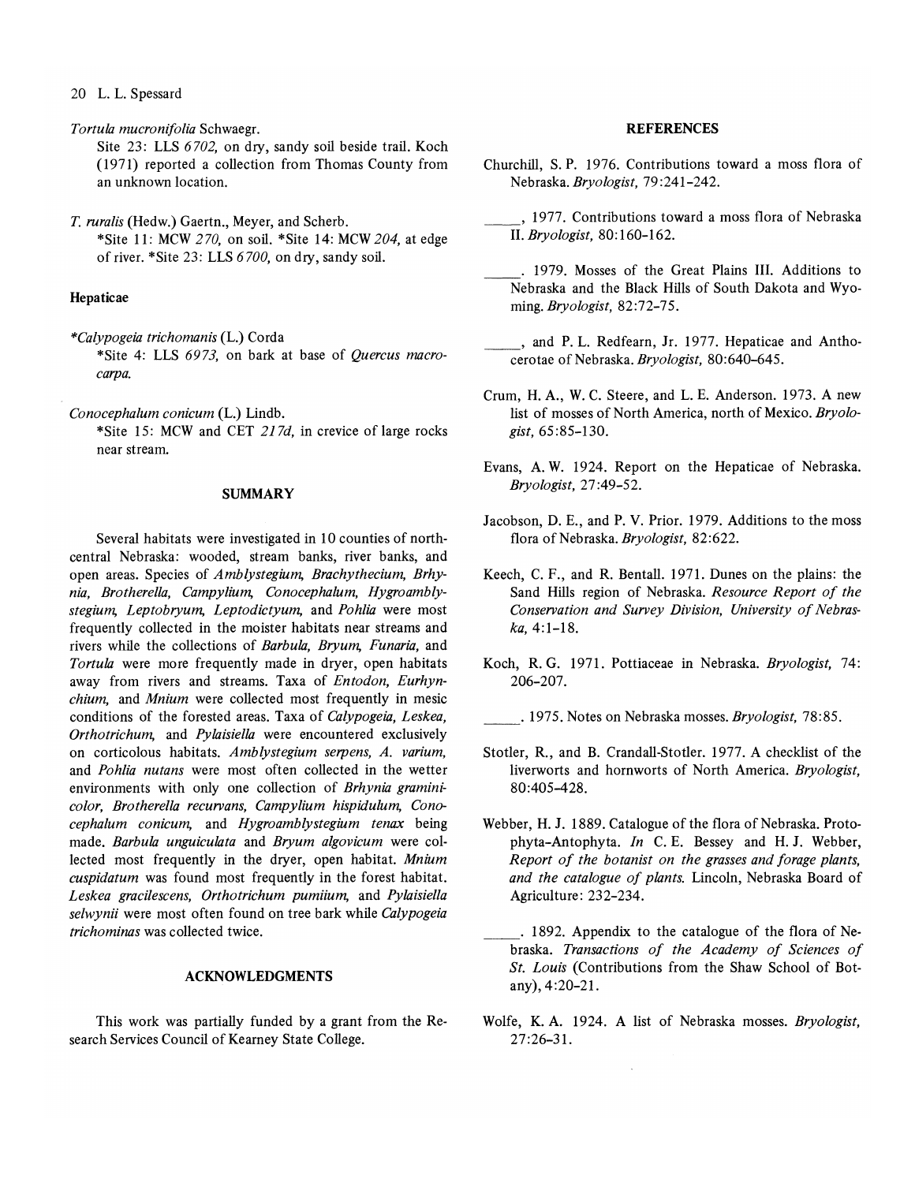*Tortula mucronifolia* Schwaegr.

Site 23: LLS *6702*, on dry, sandy soil beside trail. Koch (1971) reported a collection from Thomas County from an unknown location.

*T. ruralis* (Hedw.) Gaertn., Meyer, and Scherb.

*Site 11: MCW *270*, on soil. *Site 14: MCW *204*, at edge of river. *Site 23: LLS *6700*, on dry, sandy soil.

### Hepaticae

**Calypogeia trichomanis* (L.) Corda

*Site 4: LLS *6973*, on bark at base of *Quercus macrocarpa.*

*Conocephalum conicum* (L.) Lindb.

*Site 15: MCW and CET *217d*, in crevice of large rocks near stream.

## SUMMARY

Several habitats were investigated in 10 counties of north-central Nebraska: wooded, stream banks, river banks, and open areas. Species of *Amblystegium, Brachythecium, Brhynia, Brotherella, Campylium, Conocephalum, Hygroamblystegium, Leptobryum, Leptodictyum,* and *Pohlia* were most frequently collected in the moister habitats near streams and rivers while the collections of *Barbula, Bryum, Funaria,* and *Tortula* were more frequently made in dryer, open habitats away from rivers and streams. Taxa of *Entodon, Eurhynchium,* and *Mnium* were collected most frequently in mesic conditions of the forested areas. Taxa of *Calypogeia, Leskea, Orthotrichum,* and *Pylaisiella* were encountered exclusively on corticolous habitats. *Amblystegium serpens, A. varium,* and *Pohlia nutans* were most often collected in the wetter environments with only one collection of *Brhynia graminicolor, Brotherella recurvans, Campylium hispidulum, Conocephalum conicum,* and *Hygroamblystegium tenax* being made. *Barbula unguiculata* and *Bryum algovicum* were collected most frequently in the dryer, open habitat. *Mnium cuspidatum* was found most frequently in the forest habitat. *Leskea gracilescens, Orthotrichum pumiium,* and *Pylaisiella selwynii* were most often found on tree bark while *Calypogeia trichominas* was collected twice.

## ACKNOWLEDGMENTS

This work was partially funded by a grant from the Research Services Council of Kearney State College.

## REFERENCES

Churchill, S. P. 1976. Contributions toward a moss flora of Nebraska. *Bryologist,* 79:241–242.

_____, 1977. Contributions toward a moss flora of Nebraska II. *Bryologist,* 80:160–162.

_____. 1979. Mosses of the Great Plains III. Additions to Nebraska and the Black Hills of South Dakota and Wyoming. *Bryologist,* 82:72–75.

_____, and P. L. Redfearn, Jr. 1977. Hepaticae and Anthocerotae of Nebraska. *Bryologist,* 80:640–645.

Crum, H. A., W. C. Steere, and L. E. Anderson. 1973. A new list of mosses of North America, north of Mexico. *Bryologist,* 65:85–130.

Evans, A. W. 1924. Report on the Hepaticae of Nebraska. *Bryologist,* 27:49–52.

Jacobson, D. E., and P. V. Prior. 1979. Additions to the moss flora of Nebraska. *Bryologist,* 82:622.

Keech, C. F., and R. Bentall. 1971. Dunes on the plains: the Sand Hills region of Nebraska. *Resource Report of the Conservation and Survey Division, University of Nebraska,* 4:1–18.

Koch, R. G. 1971. Pottiaceae in Nebraska. *Bryologist,* 74: 206–207.

_____. 1975. Notes on Nebraska mosses. *Bryologist,* 78:85.

Stotler, R., and B. Crandall-Stotler. 1977. A checklist of the liverworts and hornworts of North America. *Bryologist,* 80:405–428.

Webber, H. J. 1889. Catalogue of the flora of Nebraska. Protophyta–Antophyta. *In* C. E. Bessey and H. J. Webber, *Report of the botanist on the grasses and forage plants, and the catalogue of plants.* Lincoln, Nebraska Board of Agriculture: 232–234.

_____. 1892. Appendix to the catalogue of the flora of Nebraska. *Transactions of the Academy of Sciences of St. Louis* (Contributions from the Shaw School of Botany), 4:20–21.

Wolfe, K. A. 1924. A list of Nebraska mosses. *Bryologist,* 27:26–31.